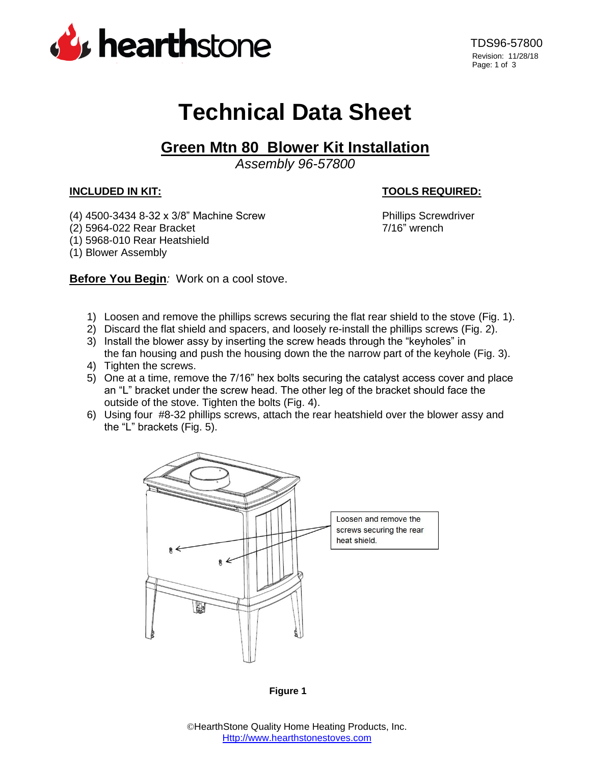TDS96-57800
Revision: 11/28/18

# Technical Data Sheet

## Green Mtn 80 Blower Kit Installation

*Assembly 96-57800*

**INCLUDED IN KIT:**

(4) 4500-3434 8-32 x 3/8" Machine Screw
(2) 5964-022 Rear Bracket
(1) 5968-010 Rear Heatshield
(1) Blower Assembly

**TOOLS REQUIRED:**

Phillips Screwdriver
7/16" wrench

**Before You Begin**: Work on a cool stove.

1) Loosen and remove the phillips screws securing the flat rear shield to the stove (Fig. 1).
2) Discard the flat shield and spacers, and loosely re-install the phillips screws (Fig. 2).
3) Install the blower assy by inserting the screw heads through the "keyholes" in the fan housing and push the housing down the the narrow part of the keyhole (Fig. 3).
4) Tighten the screws.
5) One at a time, remove the 7/16" hex bolts securing the catalyst access cover and place an "L" bracket under the screw head. The other leg of the bracket should face the outside of the stove. Tighten the bolts (Fig. 4).
6) Using four #8-32 phillips screws, attach the rear heatshield over the blower assy and the "L" brackets (Fig. 5).

Loosen and remove the screws securing the rear heat shield.

**Figure 1**

©HearthStone Quality Home Heating Products, Inc.
Http://www.hearthstonestoves.com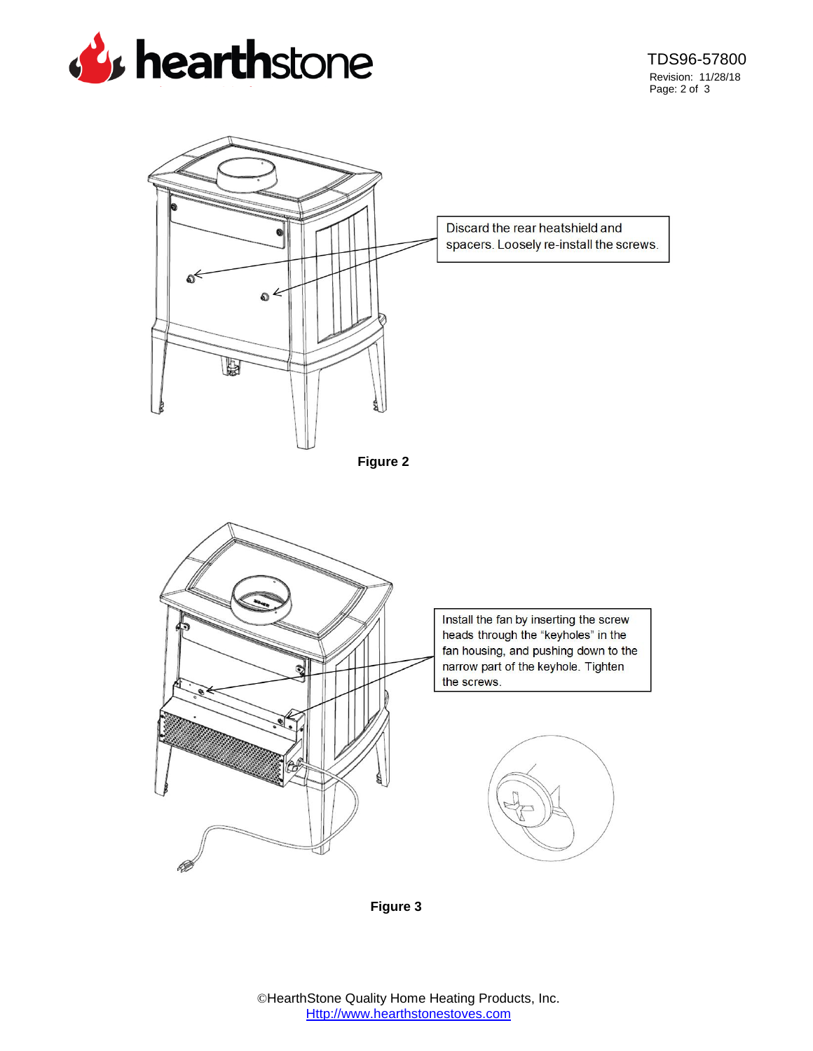Discard the rear heatshield and spacers. Loosely re-install the screws.

**Figure 2**

Install the fan by inserting the screw heads through the "keyholes" in the fan housing, and pushing down to the narrow part of the keyhole. Tighten the screws.

**Figure 3**

©HearthStone Quality Home Heating Products, Inc.
[Http://www.hearthstonestoves.com](Http://www.hearthstonestoves.com)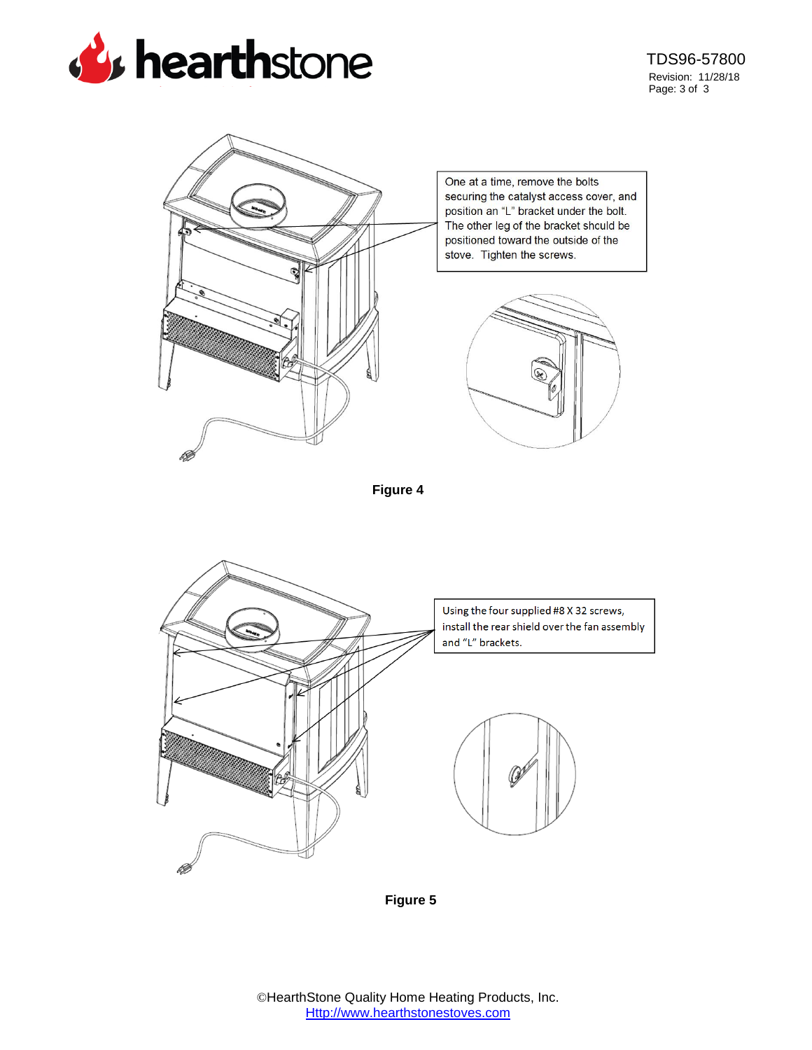One at a time, remove the bolts securing the catalyst access cover, and position an “L” bracket under the bolt. The other leg of the bracket shculd be positioned toward the outside of the stove. Tighten the screws.

**Figure 4**

Using the four supplied #8 X 32 screws, install the rear shield over the fan assembly and “L” brackets.

**Figure 5**

©HearthStone Quality Home Heating Products, Inc.
Http://www.hearthstonestoves.com